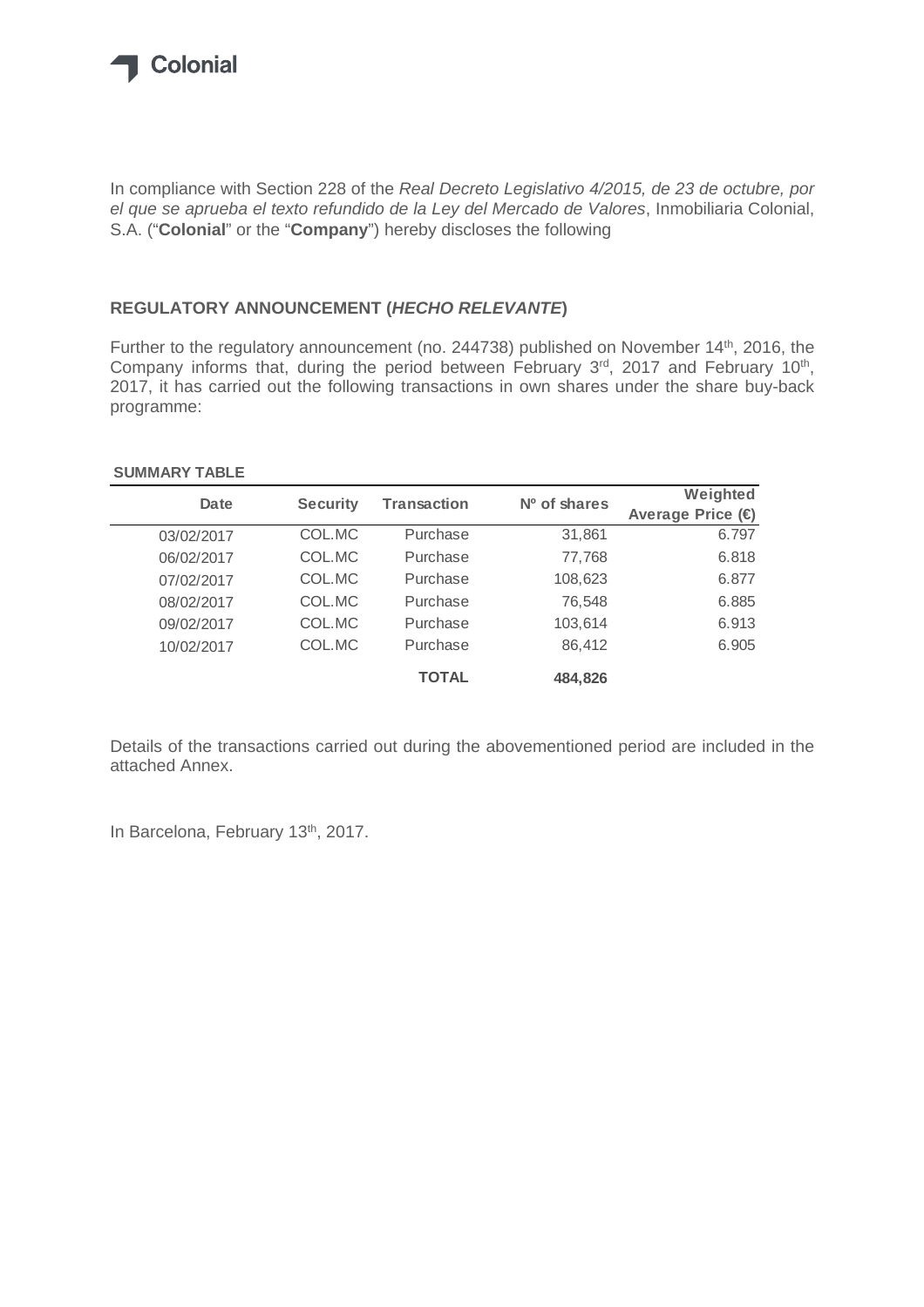Colonial

In compliance with Section 228 of the *Real Decreto Legislativo 4/2015, de 23 de octubre, por el que se aprueba el texto refundido de la Ley del Mercado de Valores*, Inmobiliaria Colonial, S.A. ("**Colonial**" or the "**Company**") hereby discloses the following

## REGULATORY ANNOUNCEMENT (*HECHO RELEVANTE*)

Further to the regulatory announcement (no. 244738) published on November 14th, 2016, the Company informs that, during the period between February 3rd, 2017 and February 10th, 2017, it has carried out the following transactions in own shares under the share buy-back programme:

**SUMMARY TABLE**

| Date | Security | Transaction | Nº of shares | Weighted Average Price (€) |
|---|---|---|---|---|
| 03/02/2017 | COL.MC | Purchase | 31,861 | 6.797 |
| 06/02/2017 | COL.MC | Purchase | 77,768 | 6.818 |
| 07/02/2017 | COL.MC | Purchase | 108,623 | 6.877 |
| 08/02/2017 | COL.MC | Purchase | 76,548 | 6.885 |
| 09/02/2017 | COL.MC | Purchase | 103,614 | 6.913 |
| 10/02/2017 | COL.MC | Purchase | 86,412 | 6.905 |
| | | **TOTAL** | **484,826** | |

Details of the transactions carried out during the abovementioned period are included in the attached Annex.

In Barcelona, February 13th, 2017.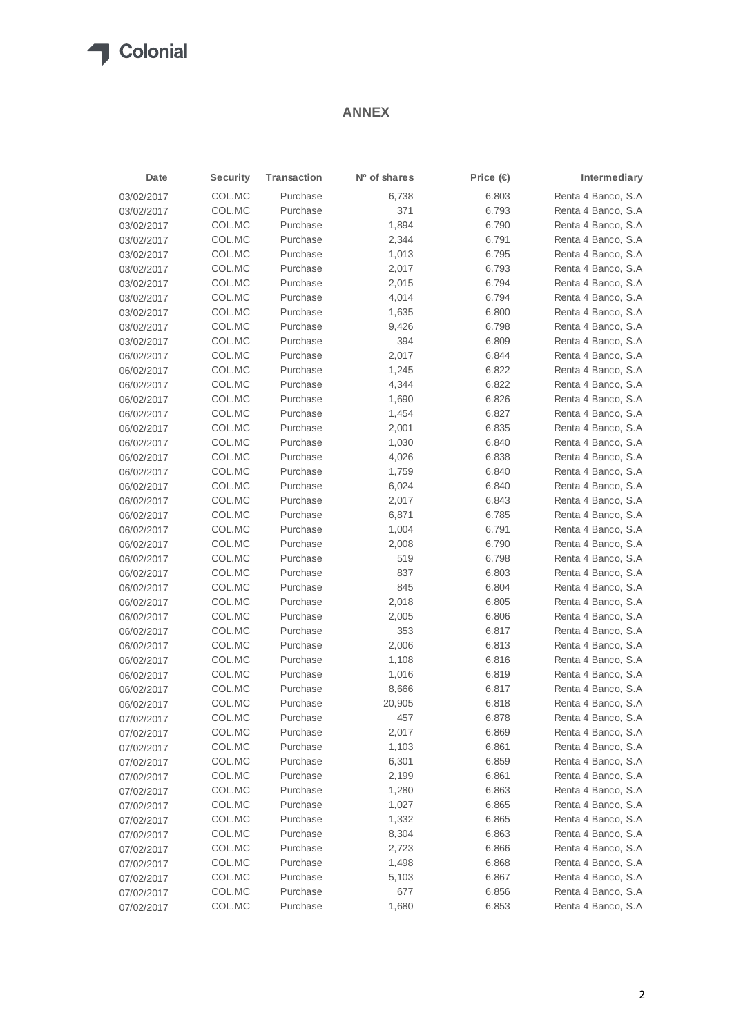## ANNEX

| Date | Security | Transaction | Nº of shares | Price (€) | Intermediary |
|---|---|---|---|---|---|
| 03/02/2017 | COL.MC | Purchase | 6,738 | 6.803 | Renta 4 Banco, S.A |
| 03/02/2017 | COL.MC | Purchase | 371 | 6.793 | Renta 4 Banco, S.A |
| 03/02/2017 | COL.MC | Purchase | 1,894 | 6.790 | Renta 4 Banco, S.A |
| 03/02/2017 | COL.MC | Purchase | 2,344 | 6.791 | Renta 4 Banco, S.A |
| 03/02/2017 | COL.MC | Purchase | 1,013 | 6.795 | Renta 4 Banco, S.A |
| 03/02/2017 | COL.MC | Purchase | 2,017 | 6.793 | Renta 4 Banco, S.A |
| 03/02/2017 | COL.MC | Purchase | 2,015 | 6.794 | Renta 4 Banco, S.A |
| 03/02/2017 | COL.MC | Purchase | 4,014 | 6.794 | Renta 4 Banco, S.A |
| 03/02/2017 | COL.MC | Purchase | 1,635 | 6.800 | Renta 4 Banco, S.A |
| 03/02/2017 | COL.MC | Purchase | 9,426 | 6.798 | Renta 4 Banco, S.A |
| 03/02/2017 | COL.MC | Purchase | 394 | 6.809 | Renta 4 Banco, S.A |
| 06/02/2017 | COL.MC | Purchase | 2,017 | 6.844 | Renta 4 Banco, S.A |
| 06/02/2017 | COL.MC | Purchase | 1,245 | 6.822 | Renta 4 Banco, S.A |
| 06/02/2017 | COL.MC | Purchase | 4,344 | 6.822 | Renta 4 Banco, S.A |
| 06/02/2017 | COL.MC | Purchase | 1,690 | 6.826 | Renta 4 Banco, S.A |
| 06/02/2017 | COL.MC | Purchase | 1,454 | 6.827 | Renta 4 Banco, S.A |
| 06/02/2017 | COL.MC | Purchase | 2,001 | 6.835 | Renta 4 Banco, S.A |
| 06/02/2017 | COL.MC | Purchase | 1,030 | 6.840 | Renta 4 Banco, S.A |
| 06/02/2017 | COL.MC | Purchase | 4,026 | 6.838 | Renta 4 Banco, S.A |
| 06/02/2017 | COL.MC | Purchase | 1,759 | 6.840 | Renta 4 Banco, S.A |
| 06/02/2017 | COL.MC | Purchase | 6,024 | 6.840 | Renta 4 Banco, S.A |
| 06/02/2017 | COL.MC | Purchase | 2,017 | 6.843 | Renta 4 Banco, S.A |
| 06/02/2017 | COL.MC | Purchase | 6,871 | 6.785 | Renta 4 Banco, S.A |
| 06/02/2017 | COL.MC | Purchase | 1,004 | 6.791 | Renta 4 Banco, S.A |
| 06/02/2017 | COL.MC | Purchase | 2,008 | 6.790 | Renta 4 Banco, S.A |
| 06/02/2017 | COL.MC | Purchase | 519 | 6.798 | Renta 4 Banco, S.A |
| 06/02/2017 | COL.MC | Purchase | 837 | 6.803 | Renta 4 Banco, S.A |
| 06/02/2017 | COL.MC | Purchase | 845 | 6.804 | Renta 4 Banco, S.A |
| 06/02/2017 | COL.MC | Purchase | 2,018 | 6.805 | Renta 4 Banco, S.A |
| 06/02/2017 | COL.MC | Purchase | 2,005 | 6.806 | Renta 4 Banco, S.A |
| 06/02/2017 | COL.MC | Purchase | 353 | 6.817 | Renta 4 Banco, S.A |
| 06/02/2017 | COL.MC | Purchase | 2,006 | 6.813 | Renta 4 Banco, S.A |
| 06/02/2017 | COL.MC | Purchase | 1,108 | 6.816 | Renta 4 Banco, S.A |
| 06/02/2017 | COL.MC | Purchase | 1,016 | 6.819 | Renta 4 Banco, S.A |
| 06/02/2017 | COL.MC | Purchase | 8,666 | 6.817 | Renta 4 Banco, S.A |
| 06/02/2017 | COL.MC | Purchase | 20,905 | 6.818 | Renta 4 Banco, S.A |
| 07/02/2017 | COL.MC | Purchase | 457 | 6.878 | Renta 4 Banco, S.A |
| 07/02/2017 | COL.MC | Purchase | 2,017 | 6.869 | Renta 4 Banco, S.A |
| 07/02/2017 | COL.MC | Purchase | 1,103 | 6.861 | Renta 4 Banco, S.A |
| 07/02/2017 | COL.MC | Purchase | 6,301 | 6.859 | Renta 4 Banco, S.A |
| 07/02/2017 | COL.MC | Purchase | 2,199 | 6.861 | Renta 4 Banco, S.A |
| 07/02/2017 | COL.MC | Purchase | 1,280 | 6.863 | Renta 4 Banco, S.A |
| 07/02/2017 | COL.MC | Purchase | 1,027 | 6.865 | Renta 4 Banco, S.A |
| 07/02/2017 | COL.MC | Purchase | 1,332 | 6.865 | Renta 4 Banco, S.A |
| 07/02/2017 | COL.MC | Purchase | 8,304 | 6.863 | Renta 4 Banco, S.A |
| 07/02/2017 | COL.MC | Purchase | 2,723 | 6.866 | Renta 4 Banco, S.A |
| 07/02/2017 | COL.MC | Purchase | 1,498 | 6.868 | Renta 4 Banco, S.A |
| 07/02/2017 | COL.MC | Purchase | 5,103 | 6.867 | Renta 4 Banco, S.A |
| 07/02/2017 | COL.MC | Purchase | 677 | 6.856 | Renta 4 Banco, S.A |
| 07/02/2017 | COL.MC | Purchase | 1,680 | 6.853 | Renta 4 Banco, S.A |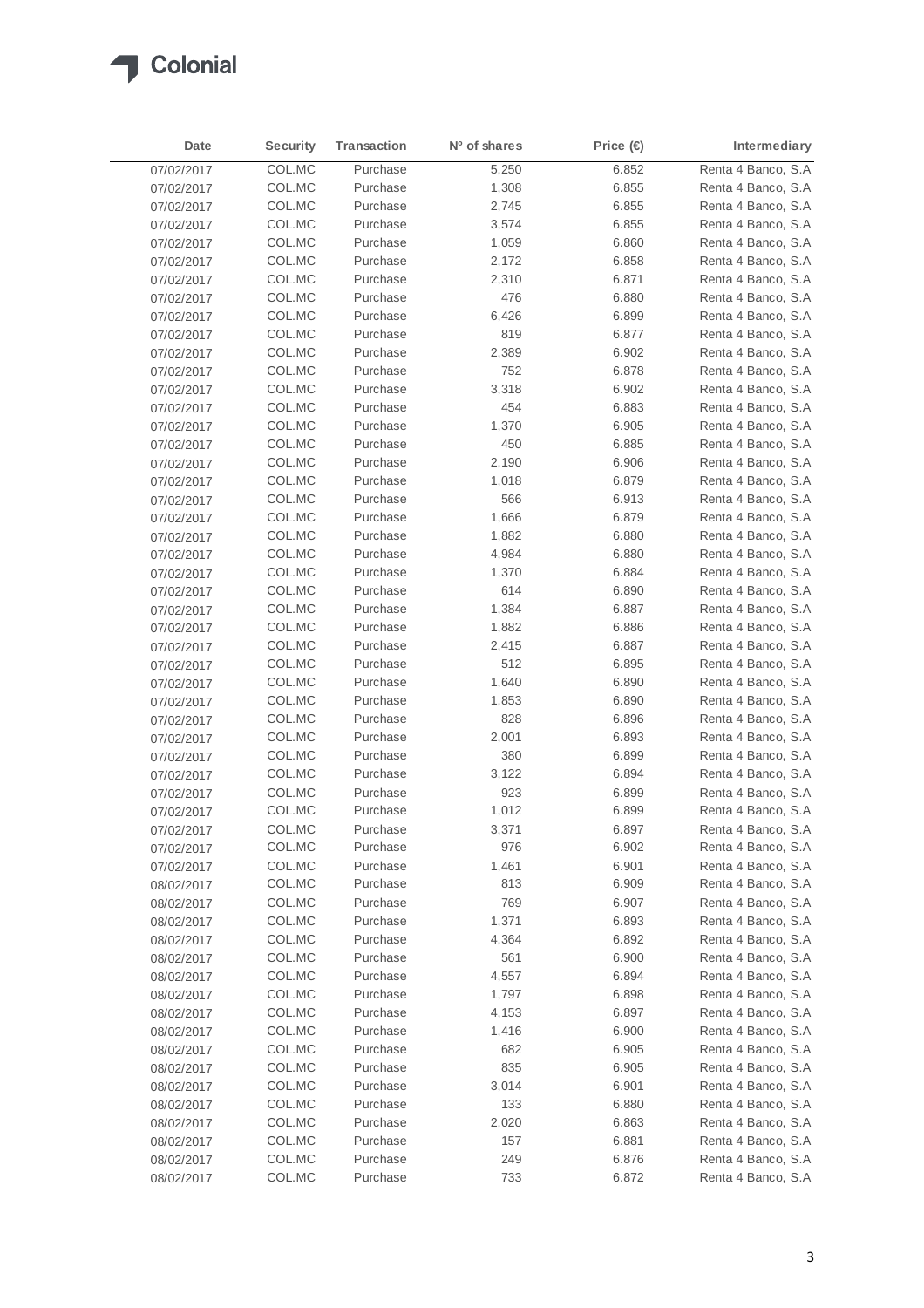| Date | Security | Transaction | Nº of shares | Price (€) | Intermediary |
|---|---|---|---|---|---|
| 07/02/2017 | COL.MC | Purchase | 5,250 | 6.852 | Renta 4 Banco, S.A |
| 07/02/2017 | COL.MC | Purchase | 1,308 | 6.855 | Renta 4 Banco, S.A |
| 07/02/2017 | COL.MC | Purchase | 2,745 | 6.855 | Renta 4 Banco, S.A |
| 07/02/2017 | COL.MC | Purchase | 3,574 | 6.855 | Renta 4 Banco, S.A |
| 07/02/2017 | COL.MC | Purchase | 1,059 | 6.860 | Renta 4 Banco, S.A |
| 07/02/2017 | COL.MC | Purchase | 2,172 | 6.858 | Renta 4 Banco, S.A |
| 07/02/2017 | COL.MC | Purchase | 2,310 | 6.871 | Renta 4 Banco, S.A |
| 07/02/2017 | COL.MC | Purchase | 476 | 6.880 | Renta 4 Banco, S.A |
| 07/02/2017 | COL.MC | Purchase | 6,426 | 6.899 | Renta 4 Banco, S.A |
| 07/02/2017 | COL.MC | Purchase | 819 | 6.877 | Renta 4 Banco, S.A |
| 07/02/2017 | COL.MC | Purchase | 2,389 | 6.902 | Renta 4 Banco, S.A |
| 07/02/2017 | COL.MC | Purchase | 752 | 6.878 | Renta 4 Banco, S.A |
| 07/02/2017 | COL.MC | Purchase | 3,318 | 6.902 | Renta 4 Banco, S.A |
| 07/02/2017 | COL.MC | Purchase | 454 | 6.883 | Renta 4 Banco, S.A |
| 07/02/2017 | COL.MC | Purchase | 1,370 | 6.905 | Renta 4 Banco, S.A |
| 07/02/2017 | COL.MC | Purchase | 450 | 6.885 | Renta 4 Banco, S.A |
| 07/02/2017 | COL.MC | Purchase | 2,190 | 6.906 | Renta 4 Banco, S.A |
| 07/02/2017 | COL.MC | Purchase | 1,018 | 6.879 | Renta 4 Banco, S.A |
| 07/02/2017 | COL.MC | Purchase | 566 | 6.913 | Renta 4 Banco, S.A |
| 07/02/2017 | COL.MC | Purchase | 1,666 | 6.879 | Renta 4 Banco, S.A |
| 07/02/2017 | COL.MC | Purchase | 1,882 | 6.880 | Renta 4 Banco, S.A |
| 07/02/2017 | COL.MC | Purchase | 4,984 | 6.880 | Renta 4 Banco, S.A |
| 07/02/2017 | COL.MC | Purchase | 1,370 | 6.884 | Renta 4 Banco, S.A |
| 07/02/2017 | COL.MC | Purchase | 614 | 6.890 | Renta 4 Banco, S.A |
| 07/02/2017 | COL.MC | Purchase | 1,384 | 6.887 | Renta 4 Banco, S.A |
| 07/02/2017 | COL.MC | Purchase | 1,882 | 6.886 | Renta 4 Banco, S.A |
| 07/02/2017 | COL.MC | Purchase | 2,415 | 6.887 | Renta 4 Banco, S.A |
| 07/02/2017 | COL.MC | Purchase | 512 | 6.895 | Renta 4 Banco, S.A |
| 07/02/2017 | COL.MC | Purchase | 1,640 | 6.890 | Renta 4 Banco, S.A |
| 07/02/2017 | COL.MC | Purchase | 1,853 | 6.890 | Renta 4 Banco, S.A |
| 07/02/2017 | COL.MC | Purchase | 828 | 6.896 | Renta 4 Banco, S.A |
| 07/02/2017 | COL.MC | Purchase | 2,001 | 6.893 | Renta 4 Banco, S.A |
| 07/02/2017 | COL.MC | Purchase | 380 | 6.899 | Renta 4 Banco, S.A |
| 07/02/2017 | COL.MC | Purchase | 3,122 | 6.894 | Renta 4 Banco, S.A |
| 07/02/2017 | COL.MC | Purchase | 923 | 6.899 | Renta 4 Banco, S.A |
| 07/02/2017 | COL.MC | Purchase | 1,012 | 6.899 | Renta 4 Banco, S.A |
| 07/02/2017 | COL.MC | Purchase | 3,371 | 6.897 | Renta 4 Banco, S.A |
| 07/02/2017 | COL.MC | Purchase | 976 | 6.902 | Renta 4 Banco, S.A |
| 07/02/2017 | COL.MC | Purchase | 1,461 | 6.901 | Renta 4 Banco, S.A |
| 08/02/2017 | COL.MC | Purchase | 813 | 6.909 | Renta 4 Banco, S.A |
| 08/02/2017 | COL.MC | Purchase | 769 | 6.907 | Renta 4 Banco, S.A |
| 08/02/2017 | COL.MC | Purchase | 1,371 | 6.893 | Renta 4 Banco, S.A |
| 08/02/2017 | COL.MC | Purchase | 4,364 | 6.892 | Renta 4 Banco, S.A |
| 08/02/2017 | COL.MC | Purchase | 561 | 6.900 | Renta 4 Banco, S.A |
| 08/02/2017 | COL.MC | Purchase | 4,557 | 6.894 | Renta 4 Banco, S.A |
| 08/02/2017 | COL.MC | Purchase | 1,797 | 6.898 | Renta 4 Banco, S.A |
| 08/02/2017 | COL.MC | Purchase | 4,153 | 6.897 | Renta 4 Banco, S.A |
| 08/02/2017 | COL.MC | Purchase | 1,416 | 6.900 | Renta 4 Banco, S.A |
| 08/02/2017 | COL.MC | Purchase | 682 | 6.905 | Renta 4 Banco, S.A |
| 08/02/2017 | COL.MC | Purchase | 835 | 6.905 | Renta 4 Banco, S.A |
| 08/02/2017 | COL.MC | Purchase | 3,014 | 6.901 | Renta 4 Banco, S.A |
| 08/02/2017 | COL.MC | Purchase | 133 | 6.880 | Renta 4 Banco, S.A |
| 08/02/2017 | COL.MC | Purchase | 2,020 | 6.863 | Renta 4 Banco, S.A |
| 08/02/2017 | COL.MC | Purchase | 157 | 6.881 | Renta 4 Banco, S.A |
| 08/02/2017 | COL.MC | Purchase | 249 | 6.876 | Renta 4 Banco, S.A |
| 08/02/2017 | COL.MC | Purchase | 733 | 6.872 | Renta 4 Banco, S.A |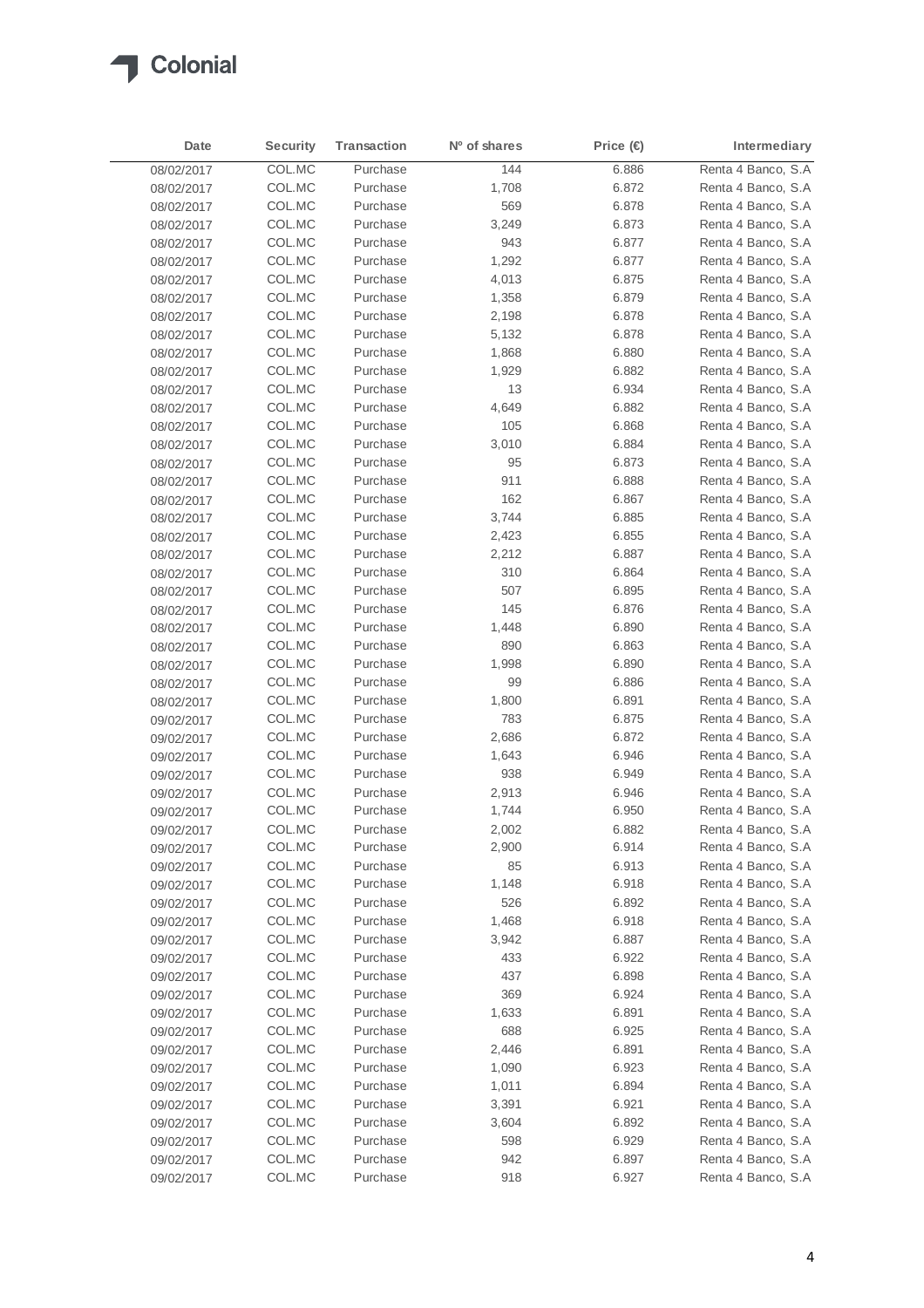| Date | Security | Transaction | Nº of shares | Price (€) | Intermediary |
|---|---|---|---|---|---|
| 08/02/2017 | COL.MC | Purchase | 144 | 6.886 | Renta 4 Banco, S.A |
| 08/02/2017 | COL.MC | Purchase | 1,708 | 6.872 | Renta 4 Banco, S.A |
| 08/02/2017 | COL.MC | Purchase | 569 | 6.878 | Renta 4 Banco, S.A |
| 08/02/2017 | COL.MC | Purchase | 3,249 | 6.873 | Renta 4 Banco, S.A |
| 08/02/2017 | COL.MC | Purchase | 943 | 6.877 | Renta 4 Banco, S.A |
| 08/02/2017 | COL.MC | Purchase | 1,292 | 6.877 | Renta 4 Banco, S.A |
| 08/02/2017 | COL.MC | Purchase | 4,013 | 6.875 | Renta 4 Banco, S.A |
| 08/02/2017 | COL.MC | Purchase | 1,358 | 6.879 | Renta 4 Banco, S.A |
| 08/02/2017 | COL.MC | Purchase | 2,198 | 6.878 | Renta 4 Banco, S.A |
| 08/02/2017 | COL.MC | Purchase | 5,132 | 6.878 | Renta 4 Banco, S.A |
| 08/02/2017 | COL.MC | Purchase | 1,868 | 6.880 | Renta 4 Banco, S.A |
| 08/02/2017 | COL.MC | Purchase | 1,929 | 6.882 | Renta 4 Banco, S.A |
| 08/02/2017 | COL.MC | Purchase | 13 | 6.934 | Renta 4 Banco, S.A |
| 08/02/2017 | COL.MC | Purchase | 4,649 | 6.882 | Renta 4 Banco, S.A |
| 08/02/2017 | COL.MC | Purchase | 105 | 6.868 | Renta 4 Banco, S.A |
| 08/02/2017 | COL.MC | Purchase | 3,010 | 6.884 | Renta 4 Banco, S.A |
| 08/02/2017 | COL.MC | Purchase | 95 | 6.873 | Renta 4 Banco, S.A |
| 08/02/2017 | COL.MC | Purchase | 911 | 6.888 | Renta 4 Banco, S.A |
| 08/02/2017 | COL.MC | Purchase | 162 | 6.867 | Renta 4 Banco, S.A |
| 08/02/2017 | COL.MC | Purchase | 3,744 | 6.885 | Renta 4 Banco, S.A |
| 08/02/2017 | COL.MC | Purchase | 2,423 | 6.855 | Renta 4 Banco, S.A |
| 08/02/2017 | COL.MC | Purchase | 2,212 | 6.887 | Renta 4 Banco, S.A |
| 08/02/2017 | COL.MC | Purchase | 310 | 6.864 | Renta 4 Banco, S.A |
| 08/02/2017 | COL.MC | Purchase | 507 | 6.895 | Renta 4 Banco, S.A |
| 08/02/2017 | COL.MC | Purchase | 145 | 6.876 | Renta 4 Banco, S.A |
| 08/02/2017 | COL.MC | Purchase | 1,448 | 6.890 | Renta 4 Banco, S.A |
| 08/02/2017 | COL.MC | Purchase | 890 | 6.863 | Renta 4 Banco, S.A |
| 08/02/2017 | COL.MC | Purchase | 1,998 | 6.890 | Renta 4 Banco, S.A |
| 08/02/2017 | COL.MC | Purchase | 99 | 6.886 | Renta 4 Banco, S.A |
| 08/02/2017 | COL.MC | Purchase | 1,800 | 6.891 | Renta 4 Banco, S.A |
| 09/02/2017 | COL.MC | Purchase | 783 | 6.875 | Renta 4 Banco, S.A |
| 09/02/2017 | COL.MC | Purchase | 2,686 | 6.872 | Renta 4 Banco, S.A |
| 09/02/2017 | COL.MC | Purchase | 1,643 | 6.946 | Renta 4 Banco, S.A |
| 09/02/2017 | COL.MC | Purchase | 938 | 6.949 | Renta 4 Banco, S.A |
| 09/02/2017 | COL.MC | Purchase | 2,913 | 6.946 | Renta 4 Banco, S.A |
| 09/02/2017 | COL.MC | Purchase | 1,744 | 6.950 | Renta 4 Banco, S.A |
| 09/02/2017 | COL.MC | Purchase | 2,002 | 6.882 | Renta 4 Banco, S.A |
| 09/02/2017 | COL.MC | Purchase | 2,900 | 6.914 | Renta 4 Banco, S.A |
| 09/02/2017 | COL.MC | Purchase | 85 | 6.913 | Renta 4 Banco, S.A |
| 09/02/2017 | COL.MC | Purchase | 1,148 | 6.918 | Renta 4 Banco, S.A |
| 09/02/2017 | COL.MC | Purchase | 526 | 6.892 | Renta 4 Banco, S.A |
| 09/02/2017 | COL.MC | Purchase | 1,468 | 6.918 | Renta 4 Banco, S.A |
| 09/02/2017 | COL.MC | Purchase | 3,942 | 6.887 | Renta 4 Banco, S.A |
| 09/02/2017 | COL.MC | Purchase | 433 | 6.922 | Renta 4 Banco, S.A |
| 09/02/2017 | COL.MC | Purchase | 437 | 6.898 | Renta 4 Banco, S.A |
| 09/02/2017 | COL.MC | Purchase | 369 | 6.924 | Renta 4 Banco, S.A |
| 09/02/2017 | COL.MC | Purchase | 1,633 | 6.891 | Renta 4 Banco, S.A |
| 09/02/2017 | COL.MC | Purchase | 688 | 6.925 | Renta 4 Banco, S.A |
| 09/02/2017 | COL.MC | Purchase | 2,446 | 6.891 | Renta 4 Banco, S.A |
| 09/02/2017 | COL.MC | Purchase | 1,090 | 6.923 | Renta 4 Banco, S.A |
| 09/02/2017 | COL.MC | Purchase | 1,011 | 6.894 | Renta 4 Banco, S.A |
| 09/02/2017 | COL.MC | Purchase | 3,391 | 6.921 | Renta 4 Banco, S.A |
| 09/02/2017 | COL.MC | Purchase | 3,604 | 6.892 | Renta 4 Banco, S.A |
| 09/02/2017 | COL.MC | Purchase | 598 | 6.929 | Renta 4 Banco, S.A |
| 09/02/2017 | COL.MC | Purchase | 942 | 6.897 | Renta 4 Banco, S.A |
| 09/02/2017 | COL.MC | Purchase | 918 | 6.927 | Renta 4 Banco, S.A |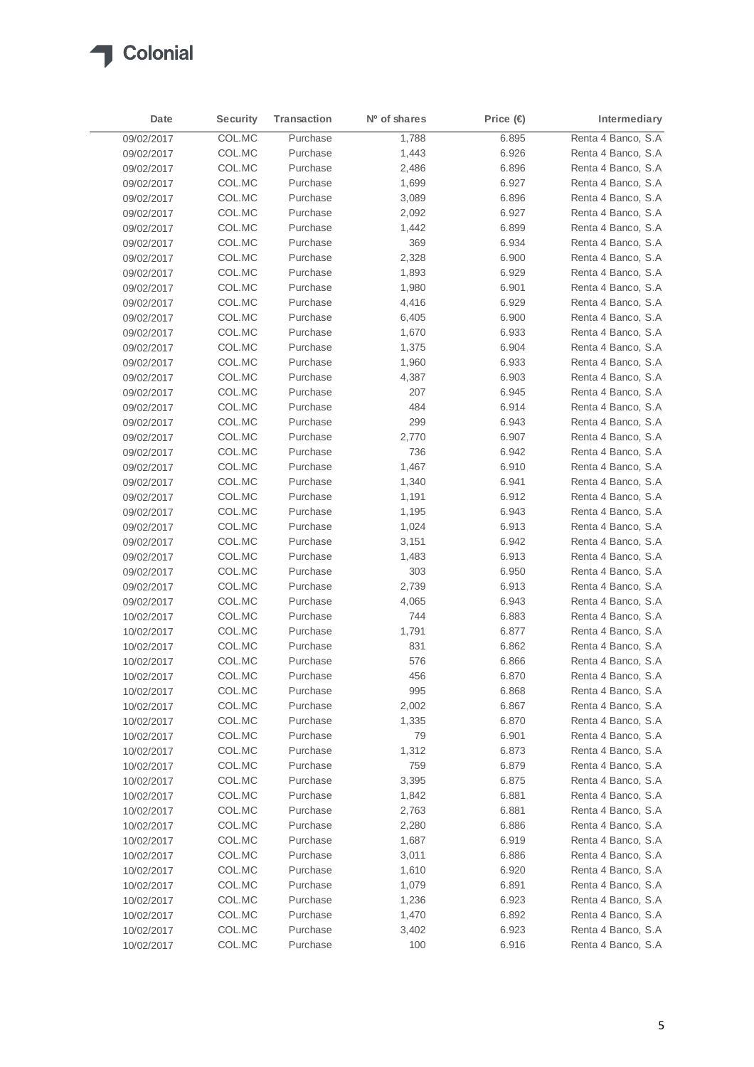| Date | Security | Transaction | Nº of shares | Price (€) | Intermediary |
|---|---|---|---|---|---|
| 09/02/2017 | COL.MC | Purchase | 1,788 | 6.895 | Renta 4 Banco, S.A |
| 09/02/2017 | COL.MC | Purchase | 1,443 | 6.926 | Renta 4 Banco, S.A |
| 09/02/2017 | COL.MC | Purchase | 2,486 | 6.896 | Renta 4 Banco, S.A |
| 09/02/2017 | COL.MC | Purchase | 1,699 | 6.927 | Renta 4 Banco, S.A |
| 09/02/2017 | COL.MC | Purchase | 3,089 | 6.896 | Renta 4 Banco, S.A |
| 09/02/2017 | COL.MC | Purchase | 2,092 | 6.927 | Renta 4 Banco, S.A |
| 09/02/2017 | COL.MC | Purchase | 1,442 | 6.899 | Renta 4 Banco, S.A |
| 09/02/2017 | COL.MC | Purchase | 369 | 6.934 | Renta 4 Banco, S.A |
| 09/02/2017 | COL.MC | Purchase | 2,328 | 6.900 | Renta 4 Banco, S.A |
| 09/02/2017 | COL.MC | Purchase | 1,893 | 6.929 | Renta 4 Banco, S.A |
| 09/02/2017 | COL.MC | Purchase | 1,980 | 6.901 | Renta 4 Banco, S.A |
| 09/02/2017 | COL.MC | Purchase | 4,416 | 6.929 | Renta 4 Banco, S.A |
| 09/02/2017 | COL.MC | Purchase | 6,405 | 6.900 | Renta 4 Banco, S.A |
| 09/02/2017 | COL.MC | Purchase | 1,670 | 6.933 | Renta 4 Banco, S.A |
| 09/02/2017 | COL.MC | Purchase | 1,375 | 6.904 | Renta 4 Banco, S.A |
| 09/02/2017 | COL.MC | Purchase | 1,960 | 6.933 | Renta 4 Banco, S.A |
| 09/02/2017 | COL.MC | Purchase | 4,387 | 6.903 | Renta 4 Banco, S.A |
| 09/02/2017 | COL.MC | Purchase | 207 | 6.945 | Renta 4 Banco, S.A |
| 09/02/2017 | COL.MC | Purchase | 484 | 6.914 | Renta 4 Banco, S.A |
| 09/02/2017 | COL.MC | Purchase | 299 | 6.943 | Renta 4 Banco, S.A |
| 09/02/2017 | COL.MC | Purchase | 2,770 | 6.907 | Renta 4 Banco, S.A |
| 09/02/2017 | COL.MC | Purchase | 736 | 6.942 | Renta 4 Banco, S.A |
| 09/02/2017 | COL.MC | Purchase | 1,467 | 6.910 | Renta 4 Banco, S.A |
| 09/02/2017 | COL.MC | Purchase | 1,340 | 6.941 | Renta 4 Banco, S.A |
| 09/02/2017 | COL.MC | Purchase | 1,191 | 6.912 | Renta 4 Banco, S.A |
| 09/02/2017 | COL.MC | Purchase | 1,195 | 6.943 | Renta 4 Banco, S.A |
| 09/02/2017 | COL.MC | Purchase | 1,024 | 6.913 | Renta 4 Banco, S.A |
| 09/02/2017 | COL.MC | Purchase | 3,151 | 6.942 | Renta 4 Banco, S.A |
| 09/02/2017 | COL.MC | Purchase | 1,483 | 6.913 | Renta 4 Banco, S.A |
| 09/02/2017 | COL.MC | Purchase | 303 | 6.950 | Renta 4 Banco, S.A |
| 09/02/2017 | COL.MC | Purchase | 2,739 | 6.913 | Renta 4 Banco, S.A |
| 09/02/2017 | COL.MC | Purchase | 4,065 | 6.943 | Renta 4 Banco, S.A |
| 10/02/2017 | COL.MC | Purchase | 744 | 6.883 | Renta 4 Banco, S.A |
| 10/02/2017 | COL.MC | Purchase | 1,791 | 6.877 | Renta 4 Banco, S.A |
| 10/02/2017 | COL.MC | Purchase | 831 | 6.862 | Renta 4 Banco, S.A |
| 10/02/2017 | COL.MC | Purchase | 576 | 6.866 | Renta 4 Banco, S.A |
| 10/02/2017 | COL.MC | Purchase | 456 | 6.870 | Renta 4 Banco, S.A |
| 10/02/2017 | COL.MC | Purchase | 995 | 6.868 | Renta 4 Banco, S.A |
| 10/02/2017 | COL.MC | Purchase | 2,002 | 6.867 | Renta 4 Banco, S.A |
| 10/02/2017 | COL.MC | Purchase | 1,335 | 6.870 | Renta 4 Banco, S.A |
| 10/02/2017 | COL.MC | Purchase | 79 | 6.901 | Renta 4 Banco, S.A |
| 10/02/2017 | COL.MC | Purchase | 1,312 | 6.873 | Renta 4 Banco, S.A |
| 10/02/2017 | COL.MC | Purchase | 759 | 6.879 | Renta 4 Banco, S.A |
| 10/02/2017 | COL.MC | Purchase | 3,395 | 6.875 | Renta 4 Banco, S.A |
| 10/02/2017 | COL.MC | Purchase | 1,842 | 6.881 | Renta 4 Banco, S.A |
| 10/02/2017 | COL.MC | Purchase | 2,763 | 6.881 | Renta 4 Banco, S.A |
| 10/02/2017 | COL.MC | Purchase | 2,280 | 6.886 | Renta 4 Banco, S.A |
| 10/02/2017 | COL.MC | Purchase | 1,687 | 6.919 | Renta 4 Banco, S.A |
| 10/02/2017 | COL.MC | Purchase | 3,011 | 6.886 | Renta 4 Banco, S.A |
| 10/02/2017 | COL.MC | Purchase | 1,610 | 6.920 | Renta 4 Banco, S.A |
| 10/02/2017 | COL.MC | Purchase | 1,079 | 6.891 | Renta 4 Banco, S.A |
| 10/02/2017 | COL.MC | Purchase | 1,236 | 6.923 | Renta 4 Banco, S.A |
| 10/02/2017 | COL.MC | Purchase | 1,470 | 6.892 | Renta 4 Banco, S.A |
| 10/02/2017 | COL.MC | Purchase | 3,402 | 6.923 | Renta 4 Banco, S.A |
| 10/02/2017 | COL.MC | Purchase | 100 | 6.916 | Renta 4 Banco, S.A |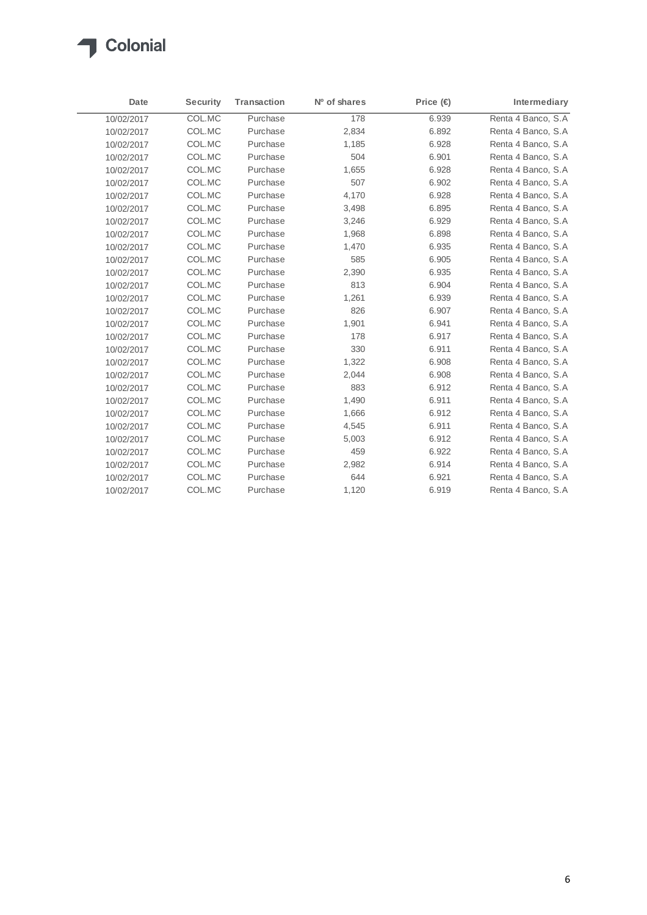| Date | Security | Transaction | Nº of shares | Price (€) | Intermediary |
|---|---|---|---|---|---|
| 10/02/2017 | COL.MC | Purchase | 178 | 6.939 | Renta 4 Banco, S.A |
| 10/02/2017 | COL.MC | Purchase | 2,834 | 6.892 | Renta 4 Banco, S.A |
| 10/02/2017 | COL.MC | Purchase | 1,185 | 6.928 | Renta 4 Banco, S.A |
| 10/02/2017 | COL.MC | Purchase | 504 | 6.901 | Renta 4 Banco, S.A |
| 10/02/2017 | COL.MC | Purchase | 1,655 | 6.928 | Renta 4 Banco, S.A |
| 10/02/2017 | COL.MC | Purchase | 507 | 6.902 | Renta 4 Banco, S.A |
| 10/02/2017 | COL.MC | Purchase | 4,170 | 6.928 | Renta 4 Banco, S.A |
| 10/02/2017 | COL.MC | Purchase | 3,498 | 6.895 | Renta 4 Banco, S.A |
| 10/02/2017 | COL.MC | Purchase | 3,246 | 6.929 | Renta 4 Banco, S.A |
| 10/02/2017 | COL.MC | Purchase | 1,968 | 6.898 | Renta 4 Banco, S.A |
| 10/02/2017 | COL.MC | Purchase | 1,470 | 6.935 | Renta 4 Banco, S.A |
| 10/02/2017 | COL.MC | Purchase | 585 | 6.905 | Renta 4 Banco, S.A |
| 10/02/2017 | COL.MC | Purchase | 2,390 | 6.935 | Renta 4 Banco, S.A |
| 10/02/2017 | COL.MC | Purchase | 813 | 6.904 | Renta 4 Banco, S.A |
| 10/02/2017 | COL.MC | Purchase | 1,261 | 6.939 | Renta 4 Banco, S.A |
| 10/02/2017 | COL.MC | Purchase | 826 | 6.907 | Renta 4 Banco, S.A |
| 10/02/2017 | COL.MC | Purchase | 1,901 | 6.941 | Renta 4 Banco, S.A |
| 10/02/2017 | COL.MC | Purchase | 178 | 6.917 | Renta 4 Banco, S.A |
| 10/02/2017 | COL.MC | Purchase | 330 | 6.911 | Renta 4 Banco, S.A |
| 10/02/2017 | COL.MC | Purchase | 1,322 | 6.908 | Renta 4 Banco, S.A |
| 10/02/2017 | COL.MC | Purchase | 2,044 | 6.908 | Renta 4 Banco, S.A |
| 10/02/2017 | COL.MC | Purchase | 883 | 6.912 | Renta 4 Banco, S.A |
| 10/02/2017 | COL.MC | Purchase | 1,490 | 6.911 | Renta 4 Banco, S.A |
| 10/02/2017 | COL.MC | Purchase | 1,666 | 6.912 | Renta 4 Banco, S.A |
| 10/02/2017 | COL.MC | Purchase | 4,545 | 6.911 | Renta 4 Banco, S.A |
| 10/02/2017 | COL.MC | Purchase | 5,003 | 6.912 | Renta 4 Banco, S.A |
| 10/02/2017 | COL.MC | Purchase | 459 | 6.922 | Renta 4 Banco, S.A |
| 10/02/2017 | COL.MC | Purchase | 2,982 | 6.914 | Renta 4 Banco, S.A |
| 10/02/2017 | COL.MC | Purchase | 644 | 6.921 | Renta 4 Banco, S.A |
| 10/02/2017 | COL.MC | Purchase | 1,120 | 6.919 | Renta 4 Banco, S.A |